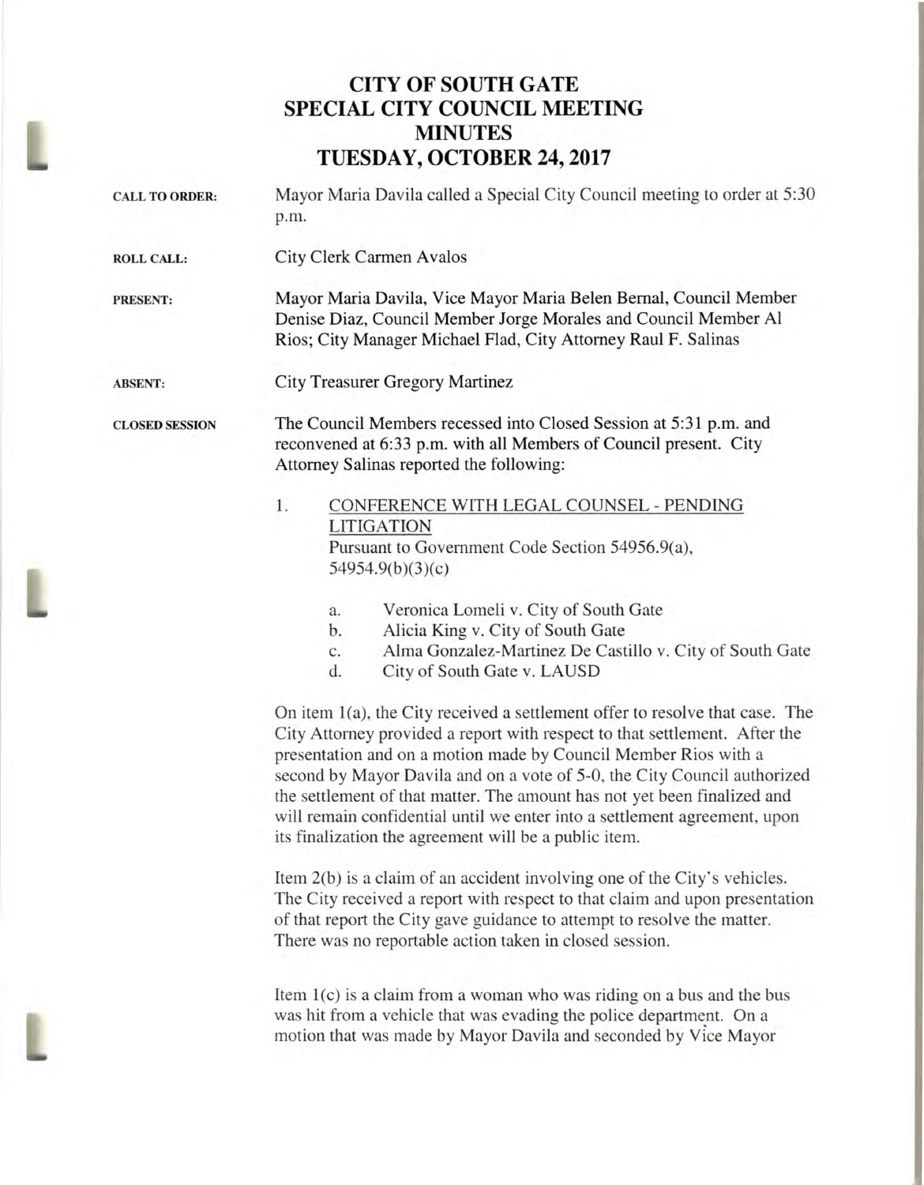# CITY OF SOUTH GATE
# SPECIAL CITY COUNCIL MEETING
# MINUTES
# TUESDAY, OCTOBER 24, 2017

**CALL TO ORDER:** Mayor Maria Davila called a Special City Council meeting to order at 5:30 p.m.

**ROLL CALL:** City Clerk Carmen Avalos

**PRESENT:** Mayor Maria Davila, Vice Mayor Maria Belen Bernal, Council Member Denise Diaz, Council Member Jorge Morales and Council Member Al Rios; City Manager Michael Flad, City Attorney Raul F. Salinas

**ABSENT:** City Treasurer Gregory Martinez

**CLOSED SESSION** The Council Members recessed into Closed Session at 5:31 p.m. and reconvened at 6:33 p.m. with all Members of Council present. City Attorney Salinas reported the following:

1. CONFERENCE WITH LEGAL COUNSEL - PENDING LITIGATION
   Pursuant to Government Code Section 54956.9(a), 54954.9(b)(3)(c)

   a. Veronica Lomeli v. City of South Gate
   b. Alicia King v. City of South Gate
   c. Alma Gonzalez-Martinez De Castillo v. City of South Gate
   d. City of South Gate v. LAUSD

On item 1(a), the City received a settlement offer to resolve that case. The City Attorney provided a report with respect to that settlement. After the presentation and on a motion made by Council Member Rios with a second by Mayor Davila and on a vote of 5-0, the City Council authorized the settlement of that matter. The amount has not yet been finalized and will remain confidential until we enter into a settlement agreement, upon its finalization the agreement will be a public item.

Item 2(b) is a claim of an accident involving one of the City's vehicles. The City received a report with respect to that claim and upon presentation of that report the City gave guidance to attempt to resolve the matter. There was no reportable action taken in closed session.

Item 1(c) is a claim from a woman who was riding on a bus and the bus was hit from a vehicle that was evading the police department. On a motion that was made by Mayor Davila and seconded by Vice Mayor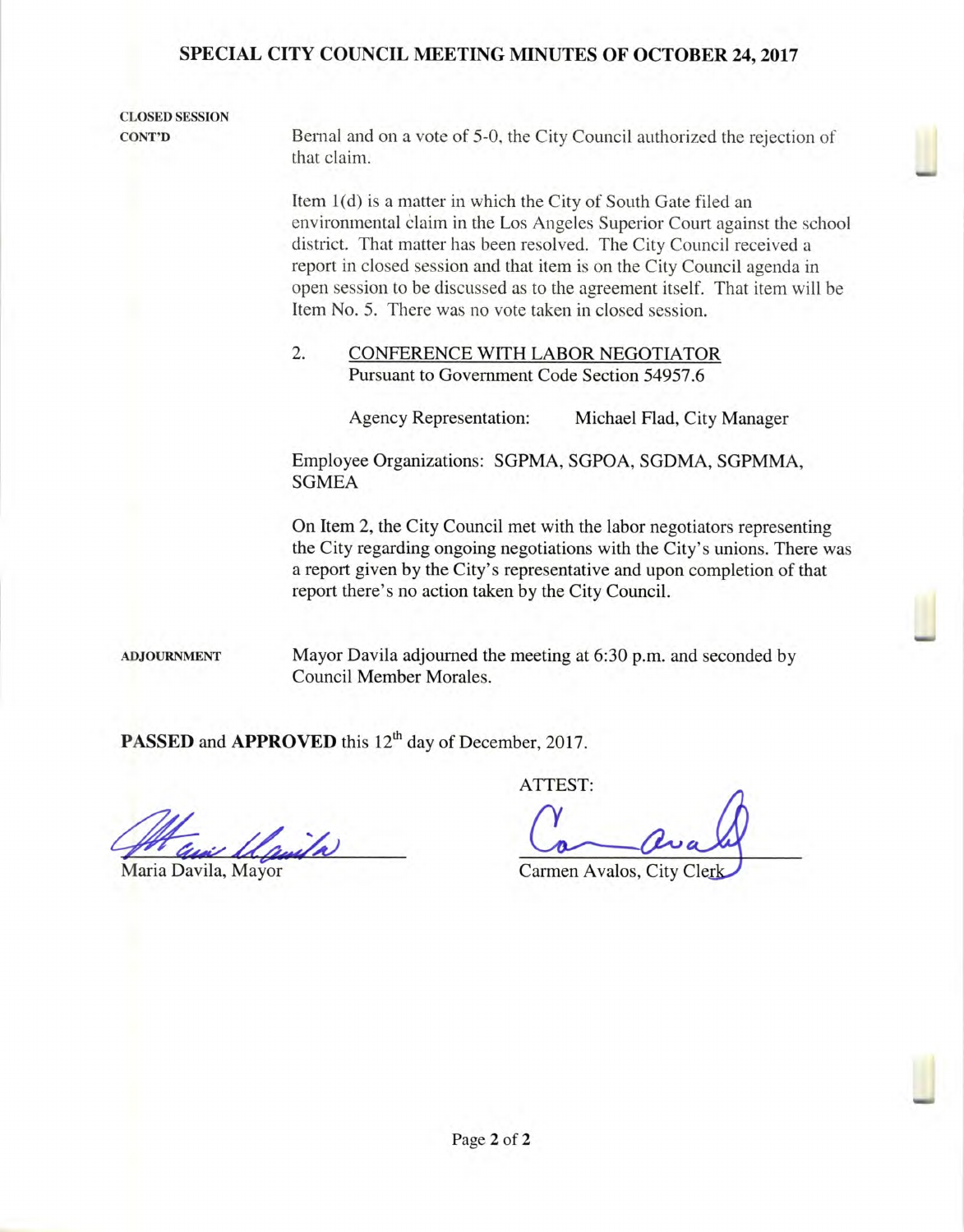**SPECIAL CITY COUNCIL MEETING MINUTES OF OCTOBER 24, 2017**

**CLOSED SESSION CONT'D**

Bernal and on a vote of 5-0, the City Council authorized the rejection of that claim.

Item 1(d) is a matter in which the City of South Gate filed an environmental claim in the Los Angeles Superior Court against the school district. That matter has been resolved. The City Council received a report in closed session and that item is on the City Council agenda in open session to be discussed as to the agreement itself. That item will be Item No. 5. There was no vote taken in closed session.

2. <u>CONFERENCE WITH LABOR NEGOTIATOR</u>
   Pursuant to Government Code Section 54957.6

   Agency Representation: Michael Flad, City Manager

Employee Organizations: SGPMA, SGPOA, SGDMA, SGPMMA, SGMEA

On Item 2, the City Council met with the labor negotiators representing the City regarding ongoing negotiations with the City's unions. There was a report given by the City's representative and upon completion of that report there's no action taken by the City Council.

**ADJOURNMENT**

Mayor Davila adjourned the meeting at 6:30 p.m. and seconded by Council Member Morales.

**PASSED** and **APPROVED** this 12th day of December, 2017.

ATTEST:

Maria Davila, Mayor

Carmen Avalos, City Clerk